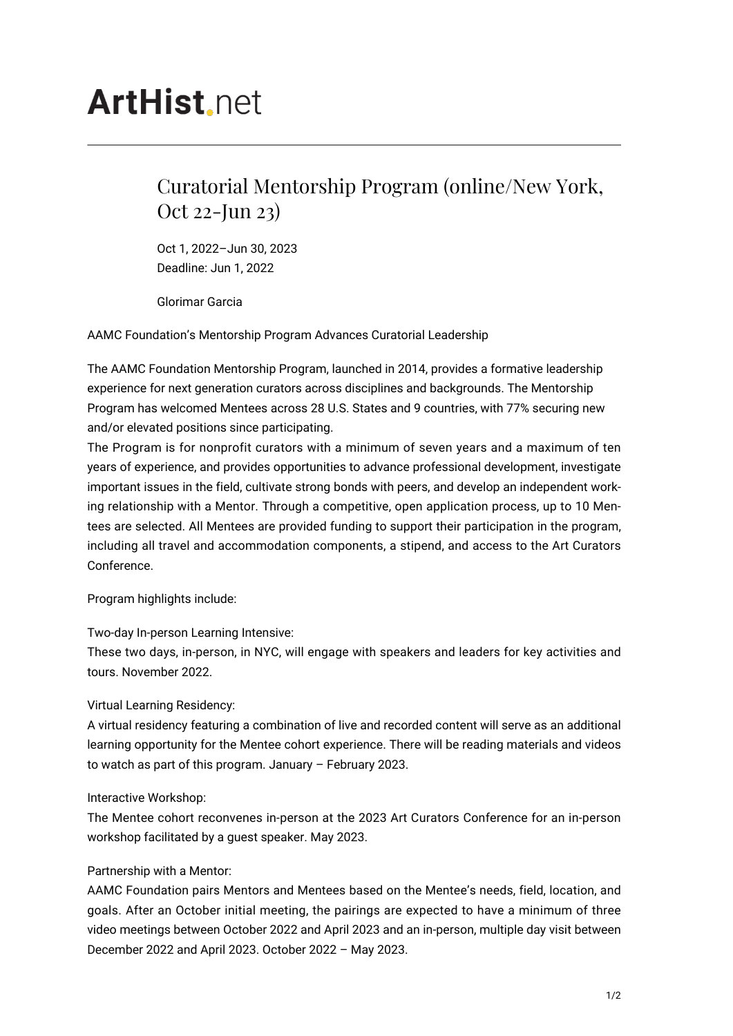# ArtHist.net

## Curatorial Mentorship Program (online/New York, Oct 22-Jun 23)

Oct 1, 2022–Jun 30, 2023
Deadline: Jun 1, 2022

Glorimar Garcia

AAMC Foundation's Mentorship Program Advances Curatorial Leadership

The AAMC Foundation Mentorship Program, launched in 2014, provides a formative leadership experience for next generation curators across disciplines and backgrounds. The Mentorship Program has welcomed Mentees across 28 U.S. States and 9 countries, with 77% securing new and/or elevated positions since participating.
The Program is for nonprofit curators with a minimum of seven years and a maximum of ten years of experience, and provides opportunities to advance professional development, investigate important issues in the field, cultivate strong bonds with peers, and develop an independent working relationship with a Mentor. Through a competitive, open application process, up to 10 Mentees are selected. All Mentees are provided funding to support their participation in the program, including all travel and accommodation components, a stipend, and access to the Art Curators Conference.

Program highlights include:

Two-day In-person Learning Intensive:
These two days, in-person, in NYC, will engage with speakers and leaders for key activities and tours. November 2022.

Virtual Learning Residency:
A virtual residency featuring a combination of live and recorded content will serve as an additional learning opportunity for the Mentee cohort experience. There will be reading materials and videos to watch as part of this program. January – February 2023.

Interactive Workshop:
The Mentee cohort reconvenes in-person at the 2023 Art Curators Conference for an in-person workshop facilitated by a guest speaker. May 2023.

Partnership with a Mentor:
AAMC Foundation pairs Mentors and Mentees based on the Mentee's needs, field, location, and goals. After an October initial meeting, the pairings are expected to have a minimum of three video meetings between October 2022 and April 2023 and an in-person, multiple day visit between December 2022 and April 2023. October 2022 – May 2023.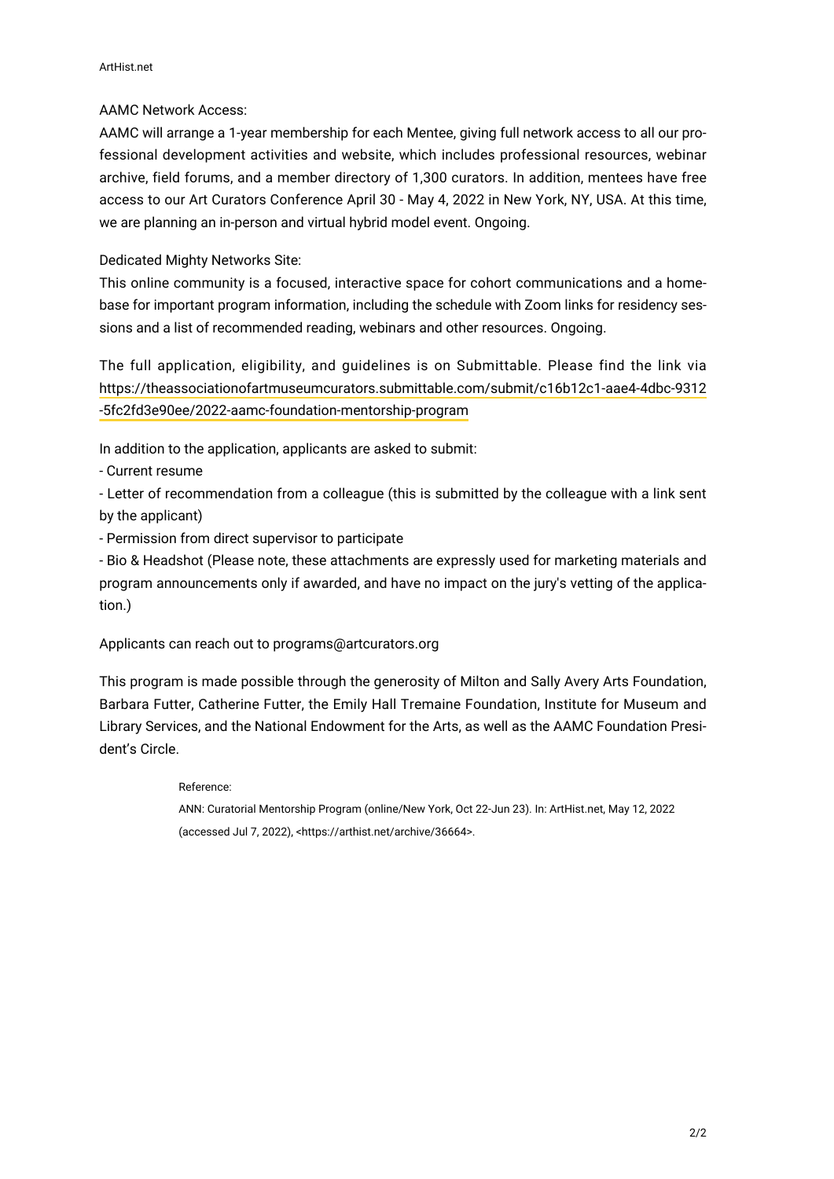AAMC Network Access:

AAMC will arrange a 1-year membership for each Mentee, giving full network access to all our professional development activities and website, which includes professional resources, webinar archive, field forums, and a member directory of 1,300 curators. In addition, mentees have free access to our Art Curators Conference April 30 - May 4, 2022 in New York, NY, USA. At this time, we are planning an in-person and virtual hybrid model event. Ongoing.

Dedicated Mighty Networks Site:

This online community is a focused, interactive space for cohort communications and a home-base for important program information, including the schedule with Zoom links for residency sessions and a list of recommended reading, webinars and other resources. Ongoing.

The full application, eligibility, and guidelines is on Submittable. Please find the link via https://theassociationofartmuseumcurators.submittable.com/submit/c16b12c1-aae4-4dbc-9312-5fc2fd3e90ee/2022-aamc-foundation-mentorship-program

In addition to the application, applicants are asked to submit:

- Current resume
- Letter of recommendation from a colleague (this is submitted by the colleague with a link sent by the applicant)
- Permission from direct supervisor to participate
- Bio & Headshot (Please note, these attachments are expressly used for marketing materials and program announcements only if awarded, and have no impact on the jury's vetting of the application.)

Applicants can reach out to programs@artcurators.org

This program is made possible through the generosity of Milton and Sally Avery Arts Foundation, Barbara Futter, Catherine Futter, the Emily Hall Tremaine Foundation, Institute for Museum and Library Services, and the National Endowment for the Arts, as well as the AAMC Foundation President's Circle.

Reference:

ANN: Curatorial Mentorship Program (online/New York, Oct 22-Jun 23). In: ArtHist.net, May 12, 2022 (accessed Jul 7, 2022), <https://arthist.net/archive/36664>.